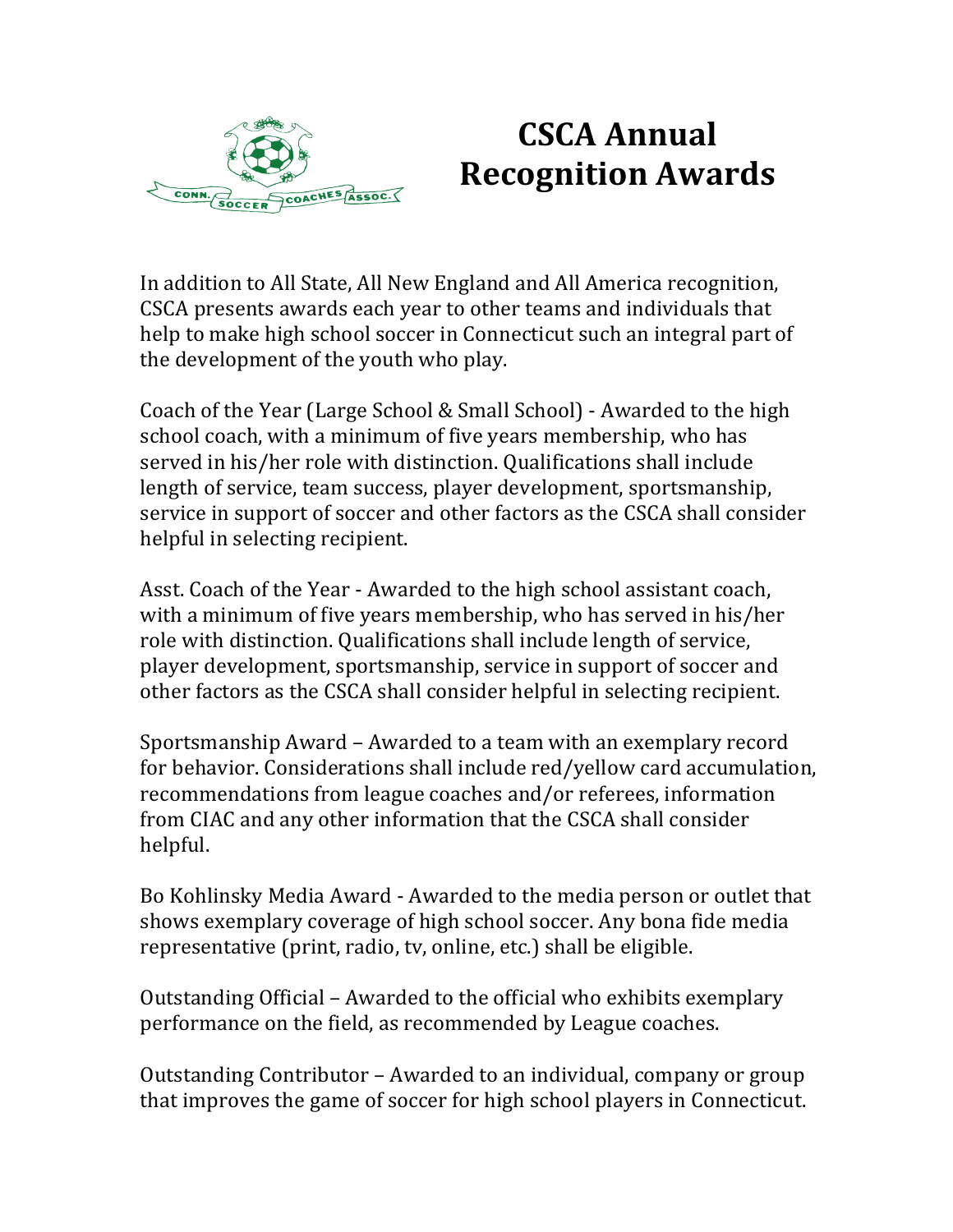# CSCA Annual Recognition Awards

In addition to All State, All New England and All America recognition, CSCA presents awards each year to other teams and individuals that help to make high school soccer in Connecticut such an integral part of the development of the youth who play.

Coach of the Year (Large School & Small School) - Awarded to the high school coach, with a minimum of five years membership, who has served in his/her role with distinction. Qualifications shall include length of service, team success, player development, sportsmanship, service in support of soccer and other factors as the CSCA shall consider helpful in selecting recipient.

Asst. Coach of the Year - Awarded to the high school assistant coach, with a minimum of five years membership, who has served in his/her role with distinction. Qualifications shall include length of service, player development, sportsmanship, service in support of soccer and other factors as the CSCA shall consider helpful in selecting recipient.

Sportsmanship Award – Awarded to a team with an exemplary record for behavior. Considerations shall include red/yellow card accumulation, recommendations from league coaches and/or referees, information from CIAC and any other information that the CSCA shall consider helpful.

Bo Kohlinsky Media Award - Awarded to the media person or outlet that shows exemplary coverage of high school soccer. Any bona fide media representative (print, radio, tv, online, etc.) shall be eligible.

Outstanding Official – Awarded to the official who exhibits exemplary performance on the field, as recommended by League coaches.

Outstanding Contributor – Awarded to an individual, company or group that improves the game of soccer for high school players in Connecticut.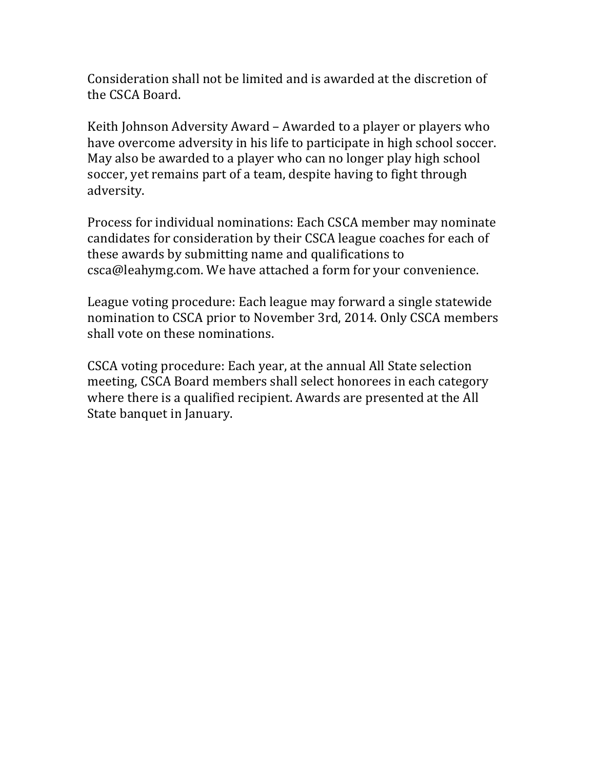Consideration shall not be limited and is awarded at the discretion of the CSCA Board.

Keith Johnson Adversity Award – Awarded to a player or players who have overcome adversity in his life to participate in high school soccer. May also be awarded to a player who can no longer play high school soccer, yet remains part of a team, despite having to fight through adversity.

Process for individual nominations: Each CSCA member may nominate candidates for consideration by their CSCA league coaches for each of these awards by submitting name and qualifications to csca@leahymg.com. We have attached a form for your convenience.

League voting procedure: Each league may forward a single statewide nomination to CSCA prior to November 3rd, 2014. Only CSCA members shall vote on these nominations.

CSCA voting procedure: Each year, at the annual All State selection meeting, CSCA Board members shall select honorees in each category where there is a qualified recipient. Awards are presented at the All State banquet in January.